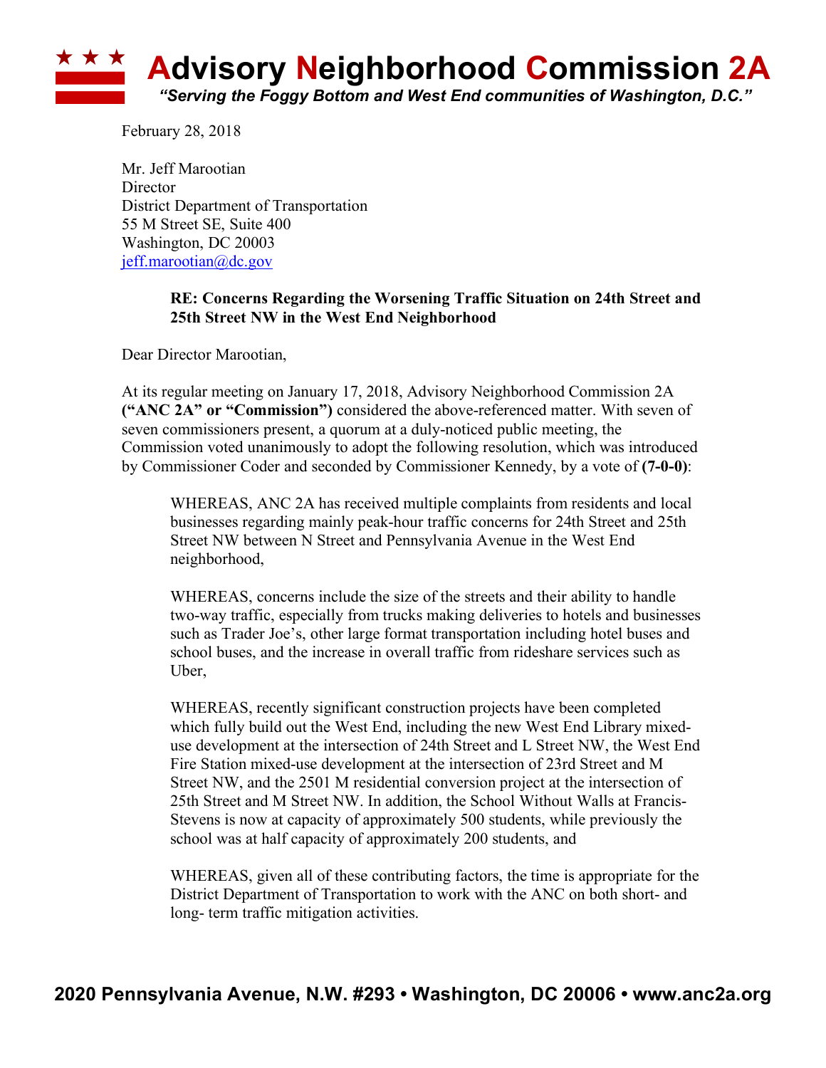# Advisory Neighborhood Commission 2A

*"Serving the Foggy Bottom and West End communities of Washington, D.C."*

February 28, 2018

Mr. Jeff Marootian
Director
District Department of Transportation
55 M Street SE, Suite 400
Washington, DC 20003
jeff.marootian@dc.gov

**RE: Concerns Regarding the Worsening Traffic Situation on 24th Street and 25th Street NW in the West End Neighborhood**

Dear Director Marootian,

At its regular meeting on January 17, 2018, Advisory Neighborhood Commission 2A **("ANC 2A" or "Commission")** considered the above-referenced matter. With seven of seven commissioners present, a quorum at a duly-noticed public meeting, the Commission voted unanimously to adopt the following resolution, which was introduced by Commissioner Coder and seconded by Commissioner Kennedy, by a vote of **(7-0-0)**:

> WHEREAS, ANC 2A has received multiple complaints from residents and local businesses regarding mainly peak-hour traffic concerns for 24th Street and 25th Street NW between N Street and Pennsylvania Avenue in the West End neighborhood,
>
> WHEREAS, concerns include the size of the streets and their ability to handle two-way traffic, especially from trucks making deliveries to hotels and businesses such as Trader Joe's, other large format transportation including hotel buses and school buses, and the increase in overall traffic from rideshare services such as Uber,
>
> WHEREAS, recently significant construction projects have been completed which fully build out the West End, including the new West End Library mixed-use development at the intersection of 24th Street and L Street NW, the West End Fire Station mixed-use development at the intersection of 23rd Street and M Street NW, and the 2501 M residential conversion project at the intersection of 25th Street and M Street NW. In addition, the School Without Walls at Francis-Stevens is now at capacity of approximately 500 students, while previously the school was at half capacity of approximately 200 students, and
>
> WHEREAS, given all of these contributing factors, the time is appropriate for the District Department of Transportation to work with the ANC on both short- and long- term traffic mitigation activities.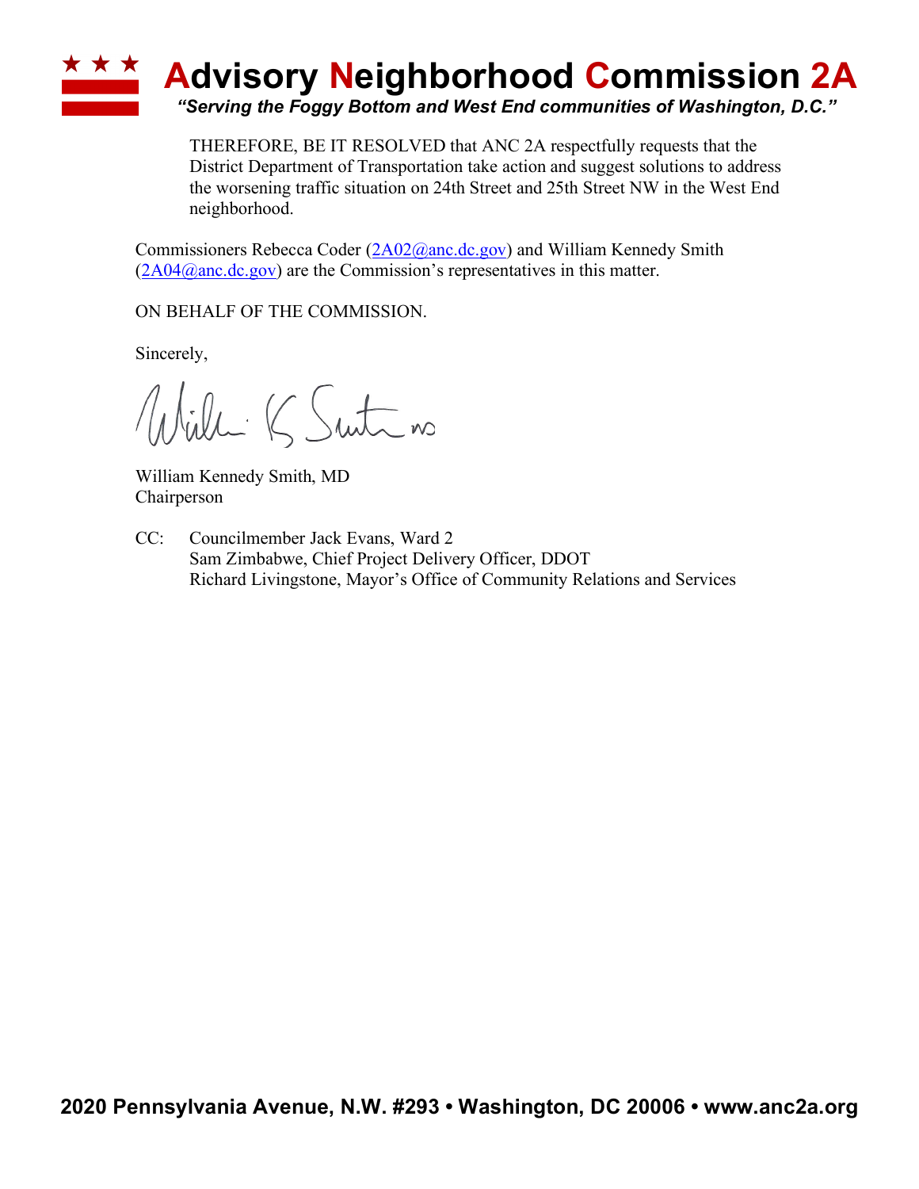THEREFORE, BE IT RESOLVED that ANC 2A respectfully requests that the District Department of Transportation take action and suggest solutions to address the worsening traffic situation on 24th Street and 25th Street NW in the West End neighborhood.

Commissioners Rebecca Coder (2A02@anc.dc.gov) and William Kennedy Smith (2A04@anc.dc.gov) are the Commission's representatives in this matter.

ON BEHALF OF THE COMMISSION.

Sincerely,

William Kennedy Smith, MD
Chairperson

CC: Councilmember Jack Evans, Ward 2
Sam Zimbabwe, Chief Project Delivery Officer, DDOT
Richard Livingstone, Mayor's Office of Community Relations and Services